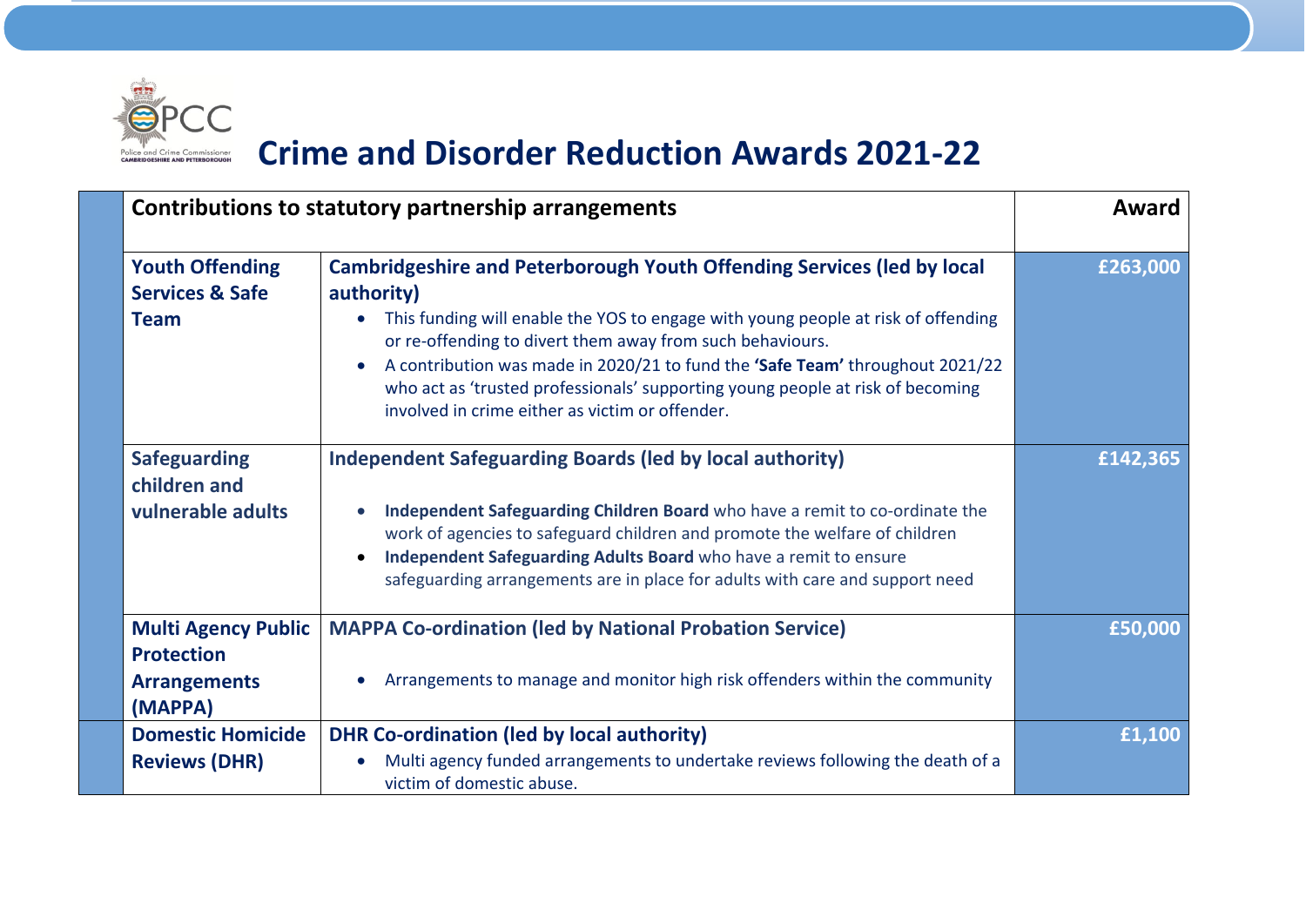# Crime and Disorder Reduction Awards 2021-22

| Contributions to statutory partnership arrangements | | Award |
|---|---|---|
| **Youth Offending Services & Safe Team** | **Cambridgeshire and Peterborough Youth Offending Services (led by local authority)**<br>• This funding will enable the YOS to engage with young people at risk of offending or re-offending to divert them away from such behaviours.<br>• A contribution was made in 2020/21 to fund the **'Safe Team'** throughout 2021/22 who act as 'trusted professionals' supporting young people at risk of becoming involved in crime either as victim or offender. | **£263,000** |
| **Safeguarding children and vulnerable adults** | **Independent Safeguarding Boards (led by local authority)**<br>• **Independent Safeguarding Children Board** who have a remit to co-ordinate the work of agencies to safeguard children and promote the welfare of children<br>• **Independent Safeguarding Adults Board** who have a remit to ensure safeguarding arrangements are in place for adults with care and support need | **£142,365** |
| **Multi Agency Public Protection Arrangements (MAPPA)** | **MAPPA Co-ordination (led by National Probation Service)**<br>• Arrangements to manage and monitor high risk offenders within the community | **£50,000** |
| **Domestic Homicide Reviews (DHR)** | **DHR Co-ordination (led by local authority)**<br>• Multi agency funded arrangements to undertake reviews following the death of a victim of domestic abuse. | **£1,100** |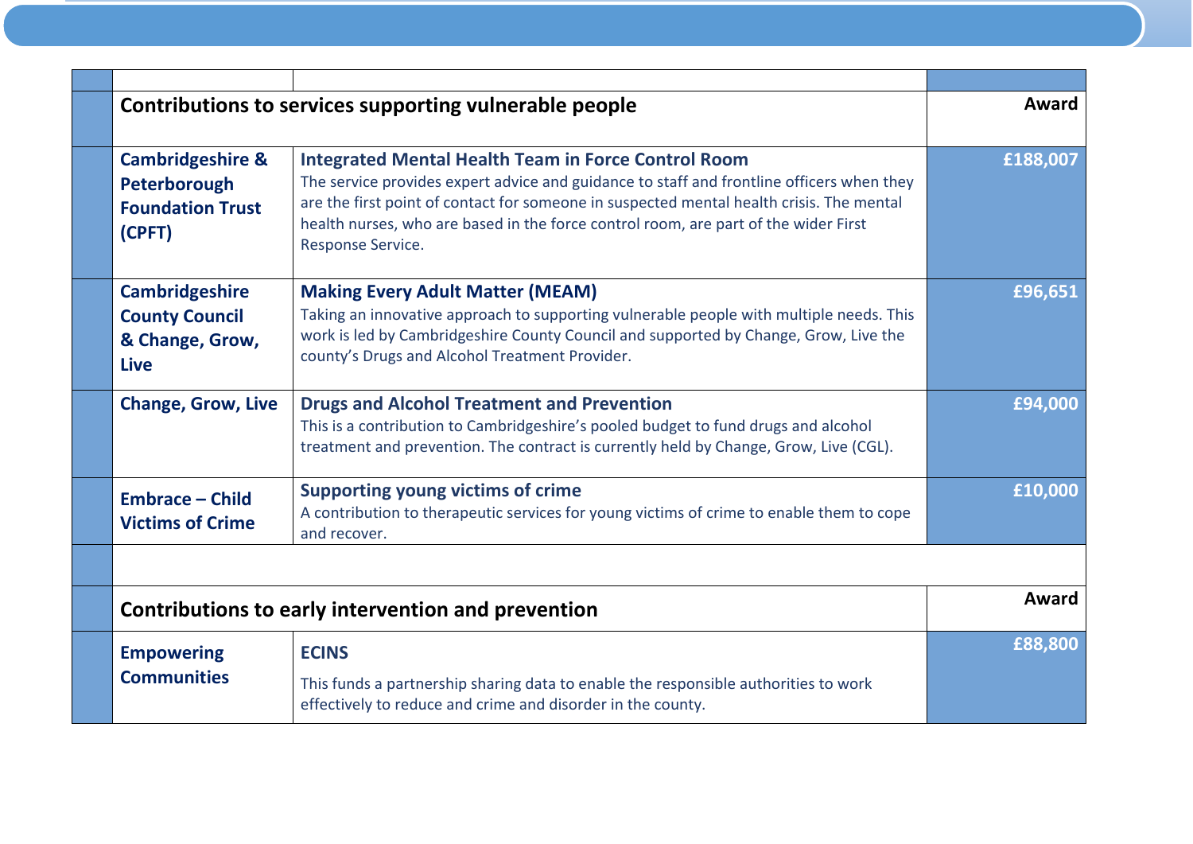| Organisation | Service | Award |
|---|---|---|
| **Contributions to services supporting vulnerable people** | | **Award** |
| **Cambridgeshire & Peterborough Foundation Trust (CPFT)** | **Integrated Mental Health Team in Force Control Room**<br>The service provides expert advice and guidance to staff and frontline officers when they are the first point of contact for someone in suspected mental health crisis. The mental health nurses, who are based in the force control room, are part of the wider First Response Service. | **£188,007** |
| **Cambridgeshire County Council & Change, Grow, Live** | **Making Every Adult Matter (MEAM)**<br>Taking an innovative approach to supporting vulnerable people with multiple needs. This work is led by Cambridgeshire County Council and supported by Change, Grow, Live the county's Drugs and Alcohol Treatment Provider. | **£96,651** |
| **Change, Grow, Live** | **Drugs and Alcohol Treatment and Prevention**<br>This is a contribution to Cambridgeshire's pooled budget to fund drugs and alcohol treatment and prevention. The contract is currently held by Change, Grow, Live (CGL). | **£94,000** |
| **Embrace – Child Victims of Crime** | **Supporting young victims of crime**<br>A contribution to therapeutic services for young victims of crime to enable them to cope and recover. | **£10,000** |
| | | |
| **Contributions to early intervention and prevention** | | **Award** |
| **Empowering Communities** | **ECINS**<br>This funds a partnership sharing data to enable the responsible authorities to work effectively to reduce and crime and disorder in the county. | **£88,800** |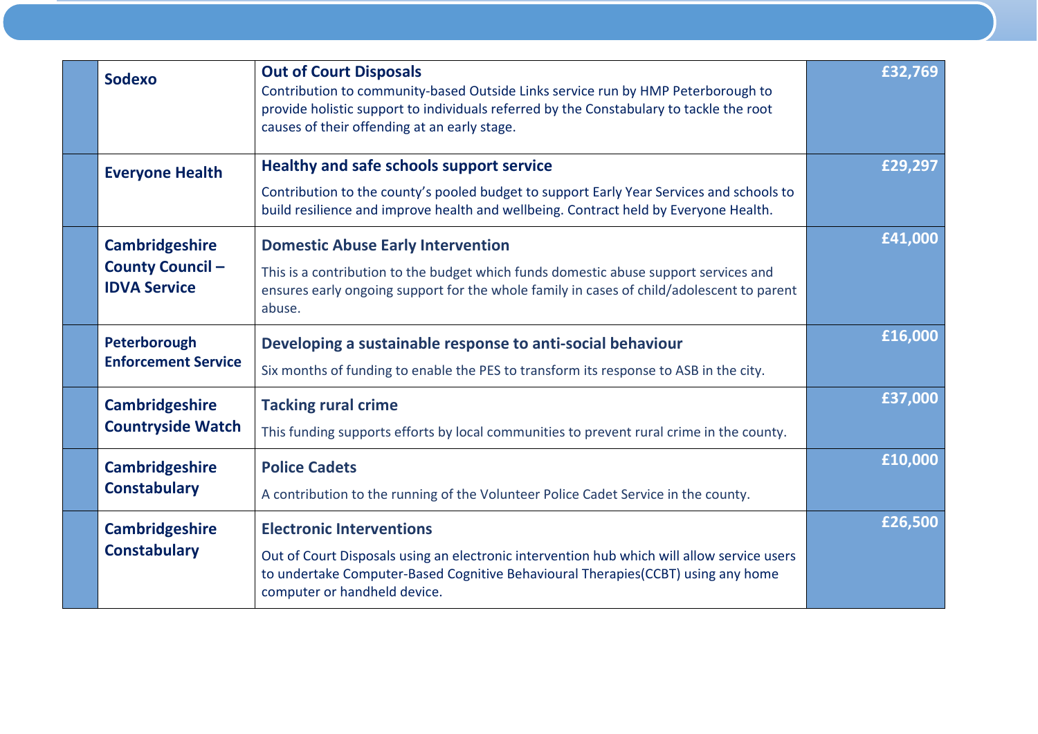| | Organisation | Project | Amount |
|---|---|---|---|
| | **Sodexo** | **Out of Court Disposals**<br>Contribution to community-based Outside Links service run by HMP Peterborough to provide holistic support to individuals referred by the Constabulary to tackle the root causes of their offending at an early stage. | **£32,769** |
| | **Everyone Health** | **Healthy and safe schools support service**<br>Contribution to the county's pooled budget to support Early Year Services and schools to build resilience and improve health and wellbeing. Contract held by Everyone Health. | **£29,297** |
| | **Cambridgeshire County Council – IDVA Service** | **Domestic Abuse Early Intervention**<br>This is a contribution to the budget which funds domestic abuse support services and ensures early ongoing support for the whole family in cases of child/adolescent to parent abuse. | **£41,000** |
| | **Peterborough Enforcement Service** | **Developing a sustainable response to anti-social behaviour**<br>Six months of funding to enable the PES to transform its response to ASB in the city. | **£16,000** |
| | **Cambridgeshire Countryside Watch** | **Tacking rural crime**<br>This funding supports efforts by local communities to prevent rural crime in the county. | **£37,000** |
| | **Cambridgeshire Constabulary** | **Police Cadets**<br>A contribution to the running of the Volunteer Police Cadet Service in the county. | **£10,000** |
| | **Cambridgeshire Constabulary** | **Electronic Interventions**<br>Out of Court Disposals using an electronic intervention hub which will allow service users to undertake Computer-Based Cognitive Behavioural Therapies(CCBT) using any home computer or handheld device. | **£26,500** |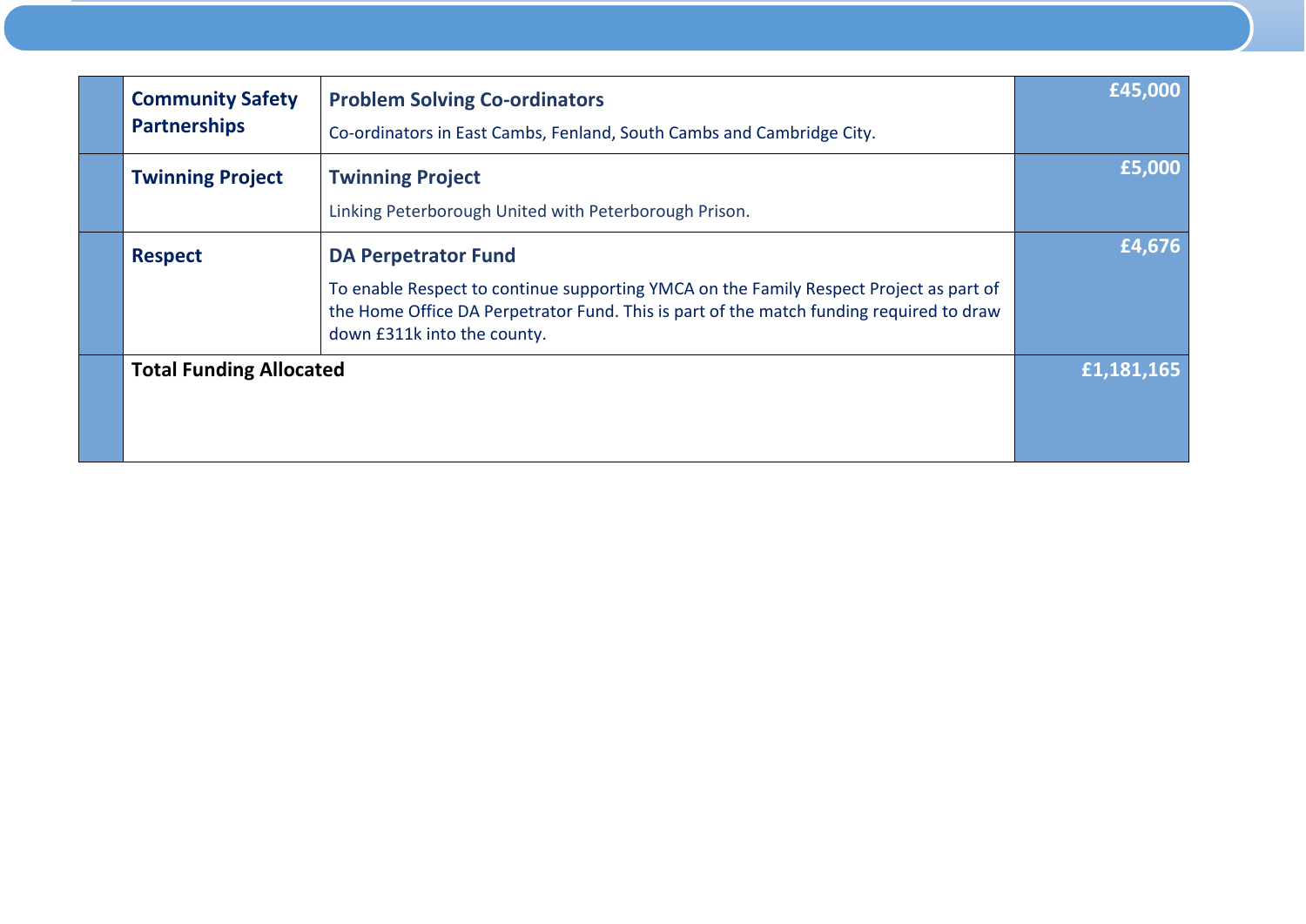| | | | |
|---|---|---|---|
| | **Community Safety Partnerships** | **Problem Solving Co-ordinators**<br>Co-ordinators in East Cambs, Fenland, South Cambs and Cambridge City. | **£45,000** |
| | **Twinning Project** | **Twinning Project**<br>Linking Peterborough United with Peterborough Prison. | **£5,000** |
| | **Respect** | **DA Perpetrator Fund**<br>To enable Respect to continue supporting YMCA on the Family Respect Project as part of the Home Office DA Perpetrator Fund. This is part of the match funding required to draw down £311k into the county. | **£4,676** |
| | **Total Funding Allocated** | | **£1,181,165** |